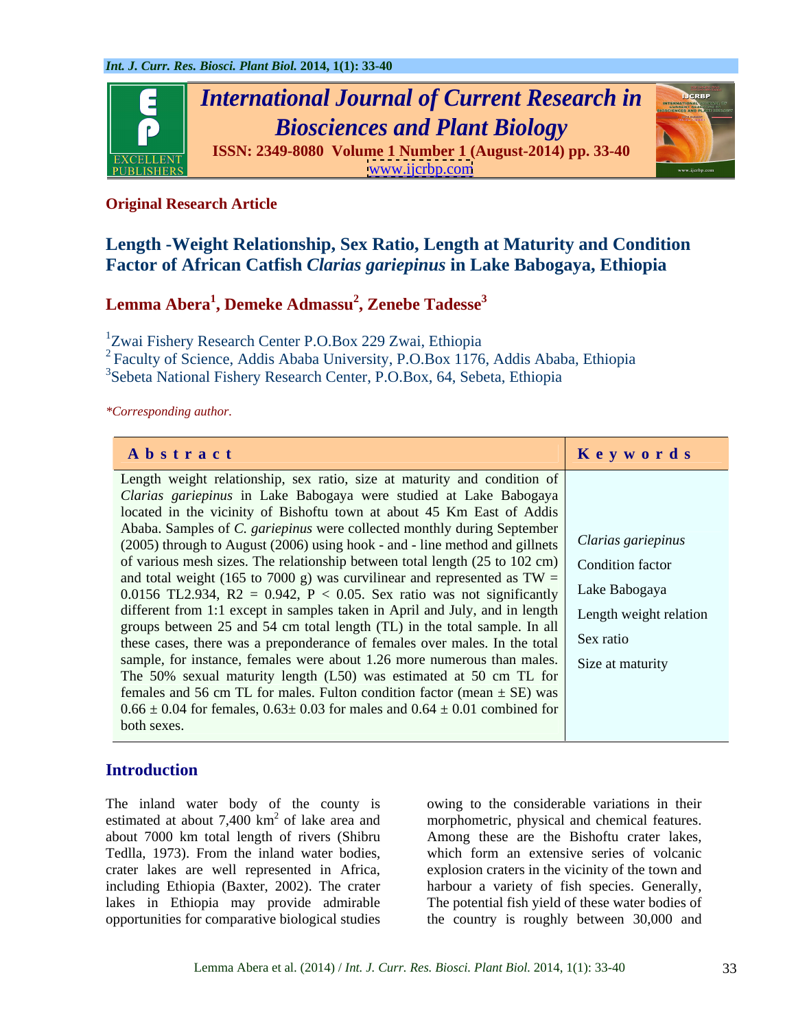**Original Research Article**

# Length -Weight Relationship, Sex Ratio, Length at Maturity and Condition Factor of African Catfish *Clarias gariepinus* in Lake Babogaya, Ethiopia

**Lemma Abera[1], Demeke Admassu[2], Zenebe Tadesse[3]**

[1]Zwai Fishery Research Center P.O.Box 229 Zwai, Ethiopia
[2] Faculty of Science, Addis Ababa University, P.O.Box 1176, Addis Ababa, Ethiopia
[3]Sebeta National Fishery Research Center, P.O.Box, 64, Sebeta, Ethiopia

*\*Corresponding author.*

## Abstract

Length weight relationship, sex ratio, size at maturity and condition of *Clarias gariepinus* in Lake Babogaya were studied at Lake Babogaya located in the vicinity of Bishoftu town at about 45 Km East of Addis Ababa. Samples of *C. gariepinus* were collected monthly during September (2005) through to August (2006) using hook - and - line method and gillnets of various mesh sizes. The relationship between total length (25 to 102 cm) and total weight (165 to 7000 g) was curvilinear and represented as $TW = 0.0156\ TL^{2.934}$, $R^2 = 0.942$, $P < 0.05$. Sex ratio was not significantly different from 1:1 except in samples taken in April and July, and in length groups between 25 and 54 cm total length (TL) in the total sample. In all these cases, there was a preponderance of females over males. In the total sample, for instance, females were about 1.26 more numerous than males. The 50% sexual maturity length ($L_{50}$) was estimated at 50 cm TL for females and 56 cm TL for males. Fulton condition factor (mean ± SE) was 0.66 ± 0.04 for females, 0.63± 0.03 for males and 0.64 ± 0.01 combined for both sexes.

## Keywords

*Clarias gariepinus*
Condition factor
Lake Babogaya
Length weight relation
Sex ratio
Size at maturity

## Introduction

The inland water body of the county is estimated at about 7,400 km$^2$ of lake area and about 7000 km total length of rivers (Shibru Tedlla, 1973). From the inland water bodies, crater lakes are well represented in Africa, including Ethiopia (Baxter, 2002). The crater lakes in Ethiopia may provide admirable opportunities for comparative biological studies owing to the considerable variations in their morphometric, physical and chemical features. Among these are the Bishoftu crater lakes, which form an extensive series of volcanic explosion craters in the vicinity of the town and harbour a variety of fish species. Generally, The potential fish yield of these water bodies of the country is roughly between 30,000 and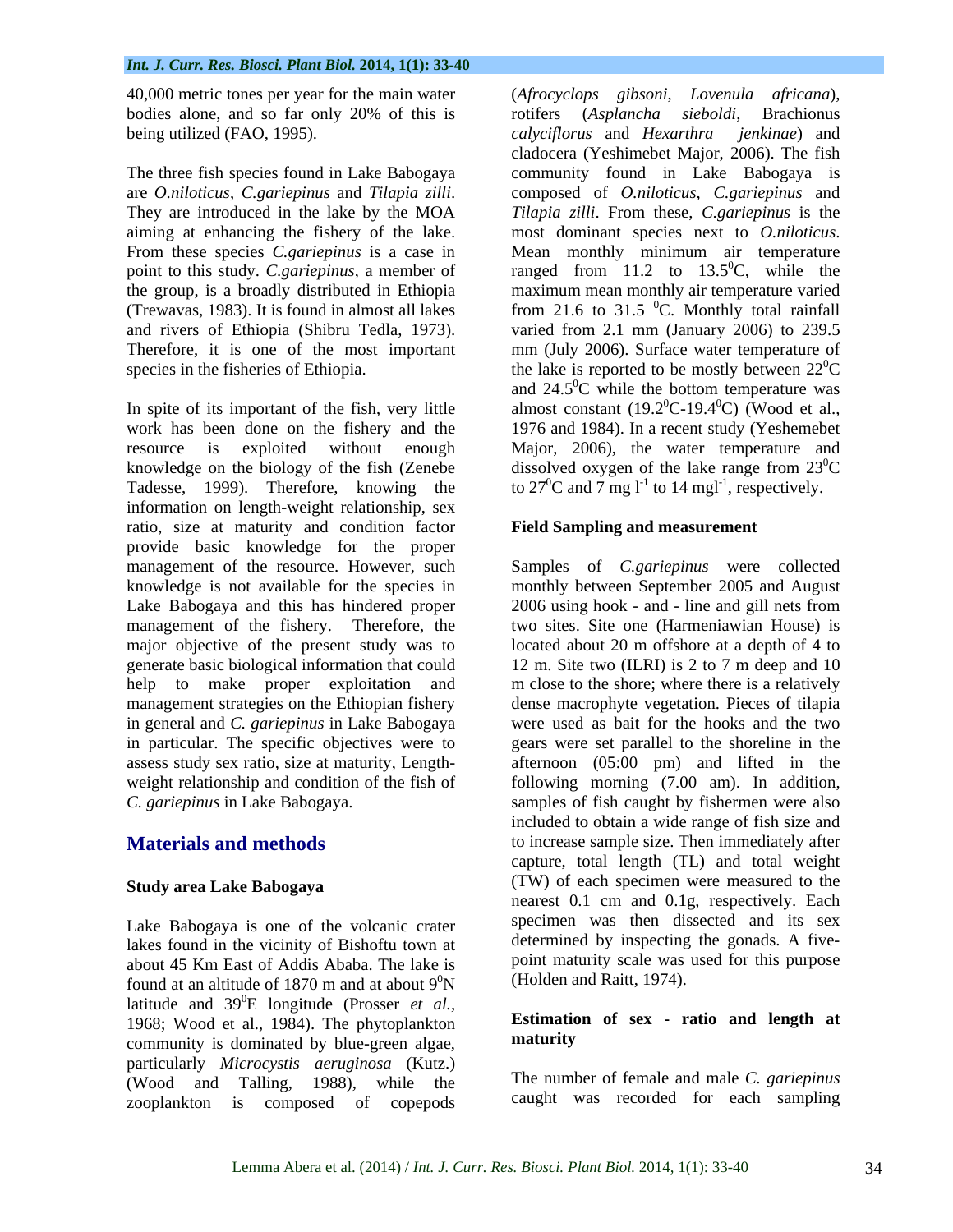40,000 metric tones per year for the main water bodies alone, and so far only 20% of this is being utilized (FAO, 1995).

The three fish species found in Lake Babogaya are *O.niloticus*, *C.gariepinus* and *Tilapia zilli*. They are introduced in the lake by the MOA aiming at enhancing the fishery of the lake. From these species *C.gariepinus* is a case in point to this study. *C.gariepinus*, a member of the group, is a broadly distributed in Ethiopia (Trewavas, 1983). It is found in almost all lakes and rivers of Ethiopia (Shibru Tedla, 1973). Therefore, it is one of the most important species in the fisheries of Ethiopia.

In spite of its important of the fish, very little work has been done on the fishery and the resource is exploited without enough knowledge on the biology of the fish (Zenebe Tadesse, 1999). Therefore, knowing the information on length-weight relationship, sex ratio, size at maturity and condition factor provide basic knowledge for the proper management of the resource. However, such knowledge is not available for the species in Lake Babogaya and this has hindered proper management of the fishery. Therefore, the major objective of the present study was to generate basic biological information that could help to make proper exploitation and management strategies on the Ethiopian fishery in general and *C. gariepinus* in Lake Babogaya in particular. The specific objectives were to assess study sex ratio, size at maturity, Length-weight relationship and condition of the fish of *C. gariepinus* in Lake Babogaya.

## Materials and methods

### Study area Lake Babogaya

Lake Babogaya is one of the volcanic crater lakes found in the vicinity of Bishoftu town at about 45 Km East of Addis Ababa. The lake is found at an altitude of 1870 m and at about $9^0$N latitude and $39^0$E longitude (Prosser *et al.*, 1968; Wood et al., 1984). The phytoplankton community is dominated by blue-green algae, particularly *Microcystis aeruginosa* (Kutz.) (Wood and Talling, 1988), while the zooplankton is composed of copepods (*Afrocyclops gibsoni*, *Lovenula africana*), rotifers (*Asplancha sieboldi*, Brachionus *calyciflorus* and *Hexarthra jenkinae*) and cladocera (Yeshimebet Major, 2006). The fish community found in Lake Babogaya is composed of *O.niloticus*, *C.gariepinus* and *Tilapia zilli*. From these, *C.gariepinus* is the most dominant species next to *O.niloticus*. Mean monthly minimum air temperature ranged from 11.2 to 13.5$^0$C, while the maximum mean monthly air temperature varied from 21.6 to 31.5 $^0$C. Monthly total rainfall varied from 2.1 mm (January 2006) to 239.5 mm (July 2006). Surface water temperature of the lake is reported to be mostly between 22$^0$C and 24.5$^0$C while the bottom temperature was almost constant (19.2$^0$C-19.4$^0$C) (Wood et al., 1976 and 1984). In a recent study (Yeshemebet Major, 2006), the water temperature and dissolved oxygen of the lake range from 23$^0$C to 27$^0$C and 7 mg $l^{-1}$ to 14 mg$l^{-1}$, respectively.

### Field Sampling and measurement

Samples of *C.gariepinus* were collected monthly between September 2005 and August 2006 using hook - and - line and gill nets from two sites. Site one (Harmeniawian House) is located about 20 m offshore at a depth of 4 to 12 m. Site two (ILRI) is 2 to 7 m deep and 10 m close to the shore; where there is a relatively dense macrophyte vegetation. Pieces of tilapia were used as bait for the hooks and the two gears were set parallel to the shoreline in the afternoon (05:00 pm) and lifted in the following morning (7.00 am). In addition, samples of fish caught by fishermen were also included to obtain a wide range of fish size and to increase sample size. Then immediately after capture, total length (TL) and total weight (TW) of each specimen were measured to the nearest 0.1 cm and 0.1g, respectively. Each specimen was then dissected and its sex determined by inspecting the gonads. A five-point maturity scale was used for this purpose (Holden and Raitt, 1974).

### Estimation of sex - ratio and length at maturity

The number of female and male *C. gariepinus* caught was recorded for each sampling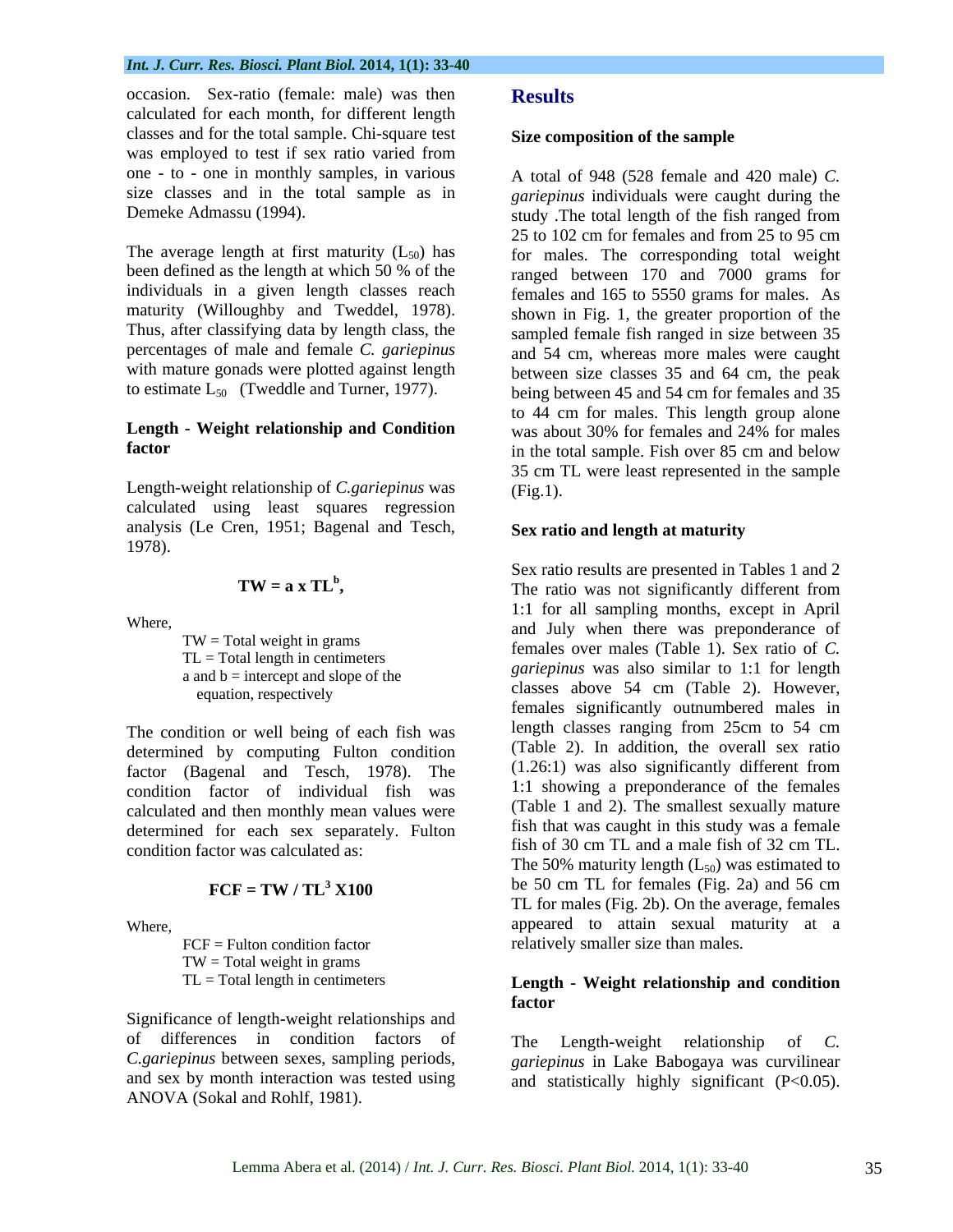occasion. Sex-ratio (female: male) was then calculated for each month, for different length classes and for the total sample. Chi-square test was employed to test if sex ratio varied from one - to - one in monthly samples, in various size classes and in the total sample as in Demeke Admassu (1994).

The average length at first maturity ($L_{50}$) has been defined as the length at which 50 % of the individuals in a given length classes reach maturity (Willoughby and Tweddel, 1978). Thus, after classifying data by length class, the percentages of male and female *C. gariepinus* with mature gonads were plotted against length to estimate $L_{50}$ (Tweddle and Turner, 1977).

### Length - Weight relationship and Condition factor

Length-weight relationship of *C.gariepinus* was calculated using least squares regression analysis (Le Cren, 1951; Bagenal and Tesch, 1978).

$$TW = a \times TL^{b},$$

Where,

TW = Total weight in grams
TL = Total length in centimeters
a and b = intercept and slope of the equation, respectively

The condition or well being of each fish was determined by computing Fulton condition factor (Bagenal and Tesch, 1978). The condition factor of individual fish was calculated and then monthly mean values were determined for each sex separately. Fulton condition factor was calculated as:

$$FCF = TW / TL^{3} \times 100$$

Where,

FCF = Fulton condition factor
TW = Total weight in grams
TL = Total length in centimeters

Significance of length-weight relationships and of differences in condition factors of *C.gariepinus* between sexes, sampling periods, and sex by month interaction was tested using ANOVA (Sokal and Rohlf, 1981).

## Results

### Size composition of the sample

A total of 948 (528 female and 420 male) *C. gariepinus* individuals were caught during the study .The total length of the fish ranged from 25 to 102 cm for females and from 25 to 95 cm for males. The corresponding total weight ranged between 170 and 7000 grams for females and 165 to 5550 grams for males. As shown in Fig. 1, the greater proportion of the sampled female fish ranged in size between 35 and 54 cm, whereas more males were caught between size classes 35 and 64 cm, the peak being between 45 and 54 cm for females and 35 to 44 cm for males. This length group alone was about 30% for females and 24% for males in the total sample. Fish over 85 cm and below 35 cm TL were least represented in the sample (Fig.1).

### Sex ratio and length at maturity

Sex ratio results are presented in Tables 1 and 2 The ratio was not significantly different from 1:1 for all sampling months, except in April and July when there was preponderance of females over males (Table 1). Sex ratio of *C. gariepinus* was also similar to 1:1 for length classes above 54 cm (Table 2). However, females significantly outnumbered males in length classes ranging from 25cm to 54 cm (Table 2). In addition, the overall sex ratio (1.26:1) was also significantly different from 1:1 showing a preponderance of the females (Table 1 and 2). The smallest sexually mature fish that was caught in this study was a female fish of 30 cm TL and a male fish of 32 cm TL. The 50% maturity length ($L_{50}$) was estimated to be 50 cm TL for females (Fig. 2a) and 56 cm TL for males (Fig. 2b). On the average, females appeared to attain sexual maturity at a relatively smaller size than males.

### Length - Weight relationship and condition factor

The Length-weight relationship of *C. gariepinus* in Lake Babogaya was curvilinear and statistically highly significant ($P<0.05$).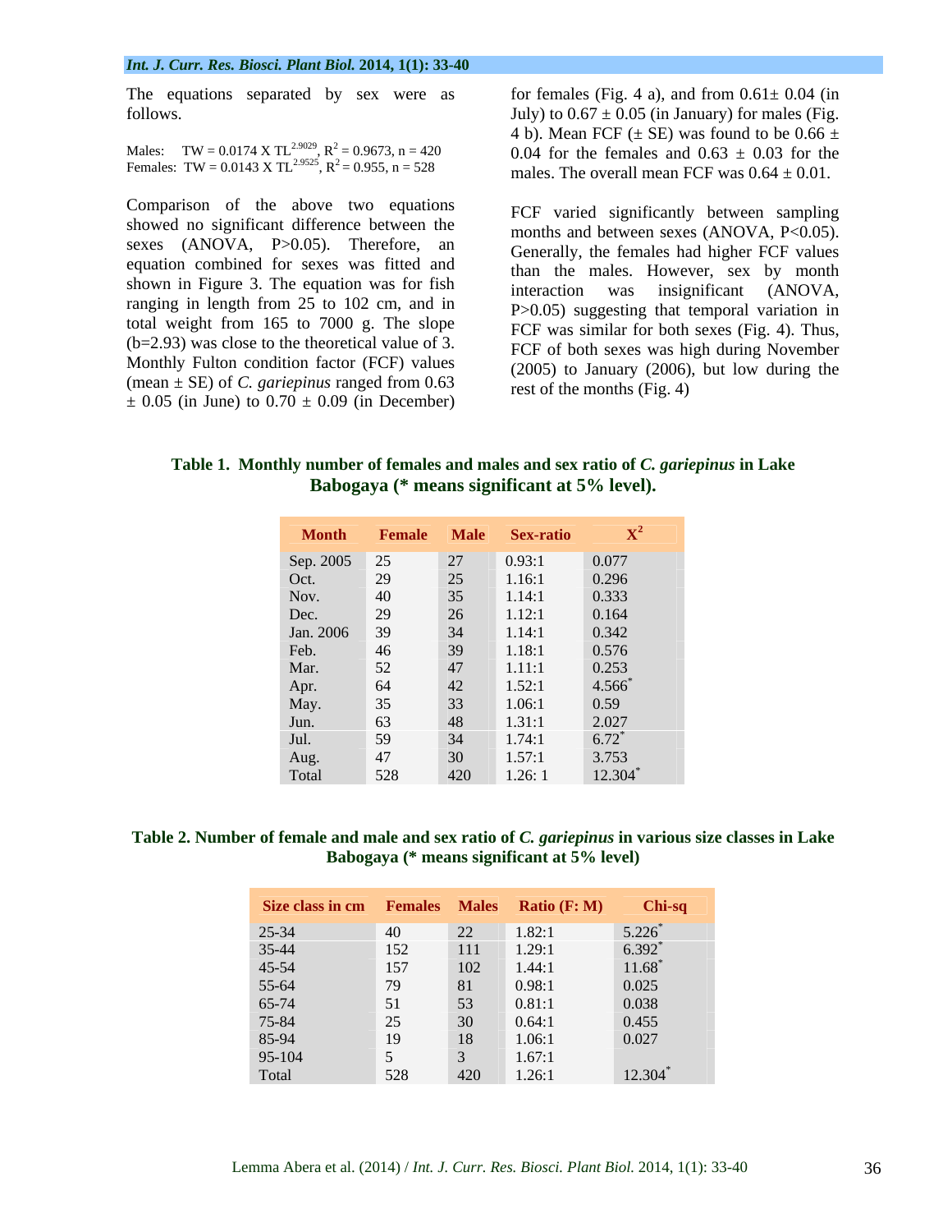The equations separated by sex were as follows.

Males: $TW = 0.0174 \times TL^{2.9029}$, $R^2 = 0.9673$, n = 420
Females: $TW = 0.0143 \times TL^{2.9525}$, $R^2 = 0.955$, n = 528

Comparison of the above two equations showed no significant difference between the sexes (ANOVA, $P>0.05$). Therefore, an equation combined for sexes was fitted and shown in Figure 3. The equation was for fish ranging in length from 25 to 102 cm, and in total weight from 165 to 7000 g. The slope (b=2.93) was close to the theoretical value of 3. Monthly Fulton condition factor (FCF) values (mean ± SE) of *C. gariepinus* ranged from 0.63 ± 0.05 (in June) to 0.70 ± 0.09 (in December) for females (Fig. 4 a), and from 0.61± 0.04 (in July) to 0.67 ± 0.05 (in January) for males (Fig. 4 b). Mean FCF (± SE) was found to be 0.66 ± 0.04 for the females and 0.63 ± 0.03 for the males. The overall mean FCF was 0.64 ± 0.01.

FCF varied significantly between sampling months and between sexes (ANOVA, $P<0.05$). Generally, the females had higher FCF values than the males. However, sex by month interaction was insignificant (ANOVA, $P>0.05$) suggesting that temporal variation in FCF was similar for both sexes (Fig. 4). Thus, FCF of both sexes was high during November (2005) to January (2006), but low during the rest of the months (Fig. 4)

**Table 1. Monthly number of females and males and sex ratio of *C. gariepinus* in Lake Babogaya (* means significant at 5% level).**

| Month | Female | Male | Sex-ratio | $X^2$ |
|---|---|---|---|---|
| Sep. 2005 | 25 | 27 | 0.93:1 | 0.077 |
| Oct. | 29 | 25 | 1.16:1 | 0.296 |
| Nov. | 40 | 35 | 1.14:1 | 0.333 |
| Dec. | 29 | 26 | 1.12:1 | 0.164 |
| Jan. 2006 | 39 | 34 | 1.14:1 | 0.342 |
| Feb. | 46 | 39 | 1.18:1 | 0.576 |
| Mar. | 52 | 47 | 1.11:1 | 0.253 |
| Apr. | 64 | 42 | 1.52:1 | 4.566* |
| May. | 35 | 33 | 1.06:1 | 0.59 |
| Jun. | 63 | 48 | 1.31:1 | 2.027 |
| Jul. | 59 | 34 | 1.74:1 | 6.72* |
| Aug. | 47 | 30 | 1.57:1 | 3.753 |
| Total | 528 | 420 | 1.26: 1 | 12.304* |

**Table 2. Number of female and male and sex ratio of *C. gariepinus* in various size classes in Lake Babogaya (* means significant at 5% level)**

| Size class in cm | Females | Males | Ratio (F: M) | Chi-sq |
|---|---|---|---|---|
| 25-34 | 40 | 22 | 1.82:1 | 5.226* |
| 35-44 | 152 | 111 | 1.29:1 | 6.392* |
| 45-54 | 157 | 102 | 1.44:1 | 11.68* |
| 55-64 | 79 | 81 | 0.98:1 | 0.025 |
| 65-74 | 51 | 53 | 0.81:1 | 0.038 |
| 75-84 | 25 | 30 | 0.64:1 | 0.455 |
| 85-94 | 19 | 18 | 1.06:1 | 0.027 |
| 95-104 | 5 | 3 | 1.67:1 | |
| Total | 528 | 420 | 1.26:1 | 12.304* |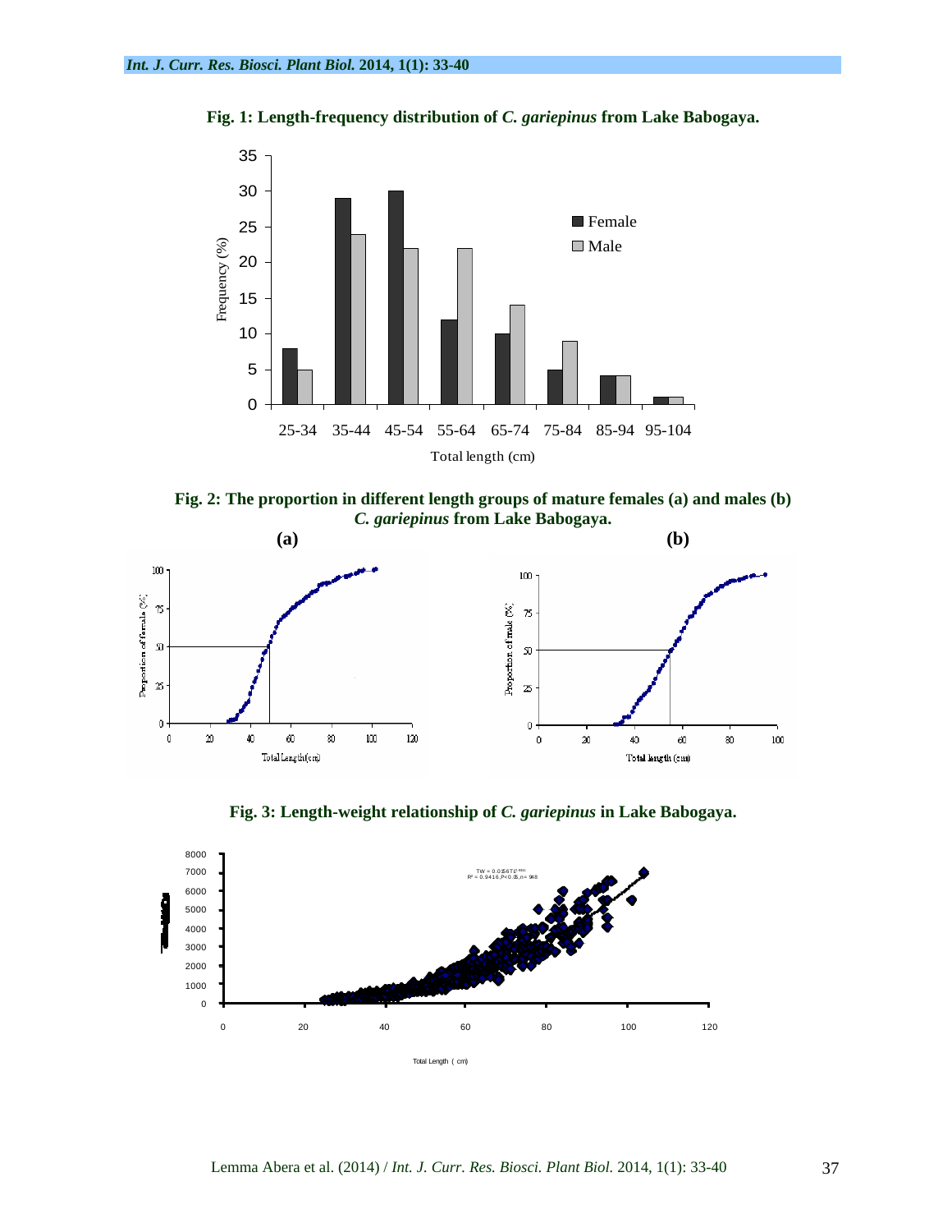**Fig. 1: Length-frequency distribution of *C. gariepinus* from Lake Babogaya.**

**Fig. 2: The proportion in different length groups of mature females (a) and males (b) *C. gariepinus* from Lake Babogaya.**

**Fig. 3: Length-weight relationship of *C. gariepinus* in Lake Babogaya.**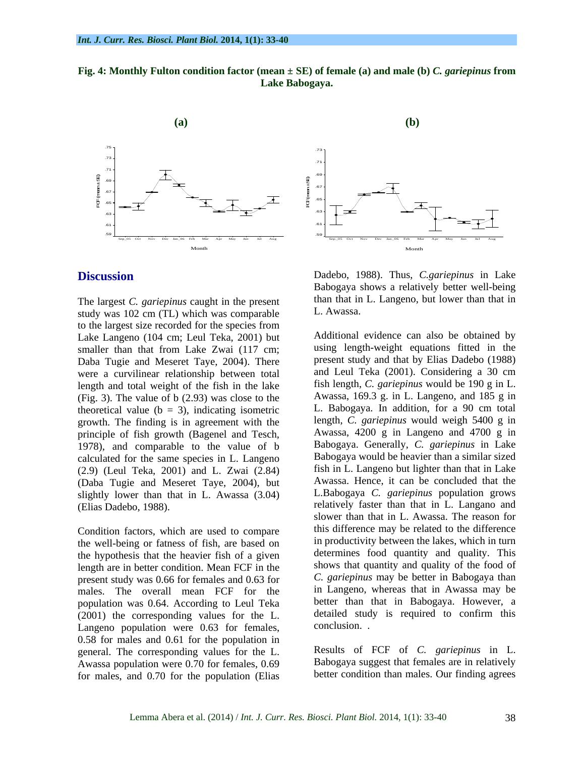**Fig. 4: Monthly Fulton condition factor (mean ± SE) of female (a) and male (b) *C. gariepinus* from Lake Babogaya.**

## Discussion

The largest *C. gariepinus* caught in the present study was 102 cm (TL) which was comparable to the largest size recorded for the species from Lake Langeno (104 cm; Leul Teka, 2001) but smaller than that from Lake Zwai (117 cm; Daba Tugie and Meseret Taye, 2004). There were a curvilinear relationship between total length and total weight of the fish in the lake (Fig. 3). The value of b (2.93) was close to the theoretical value (b = 3), indicating isometric growth. The finding is in agreement with the principle of fish growth (Bagenel and Tesch, 1978), and comparable to the value of b calculated for the same species in L. Langeno (2.9) (Leul Teka, 2001) and L. Zwai (2.84) (Daba Tugie and Meseret Taye, 2004), but slightly lower than that in L. Awassa (3.04) (Elias Dadebo, 1988).

Condition factors, which are used to compare the well-being or fatness of fish, are based on the hypothesis that the heavier fish of a given length are in better condition. Mean FCF in the present study was 0.66 for females and 0.63 for males. The overall mean FCF for the population was 0.64. According to Leul Teka (2001) the corresponding values for the L. Langeno population were 0.63 for females, 0.58 for males and 0.61 for the population in general. The corresponding values for the L. Awassa population were 0.70 for females, 0.69 for males, and 0.70 for the population (Elias Dadebo, 1988). Thus, *C.gariepinus* in Lake Babogaya shows a relatively better well-being than that in L. Langeno, but lower than that in L. Awassa.

Additional evidence can also be obtained by using length-weight equations fitted in the present study and that by Elias Dadebo (1988) and Leul Teka (2001). Considering a 30 cm fish length, *C. gariepinus* would be 190 g in L. Awassa, 169.3 g. in L. Langeno, and 185 g in L. Babogaya. In addition, for a 90 cm total length, *C. gariepinus* would weigh 5400 g in Awassa, 4200 g in Langeno and 4700 g in Babogaya. Generally, *C. gariepinus* in Lake Babogaya would be heavier than a similar sized fish in L. Langeno but lighter than that in Lake Awassa. Hence, it can be concluded that the L.Babogaya *C. gariepinus* population grows relatively faster than that in L. Langano and slower than that in L. Awassa. The reason for this difference may be related to the difference in productivity between the lakes, which in turn determines food quantity and quality. This shows that quantity and quality of the food of *C. gariepinus* may be better in Babogaya than in Langeno, whereas that in Awassa may be better than that in Babogaya. However, a detailed study is required to confirm this conclusion. .

Results of FCF of *C. gariepinus* in L. Babogaya suggest that females are in relatively better condition than males. Our finding agrees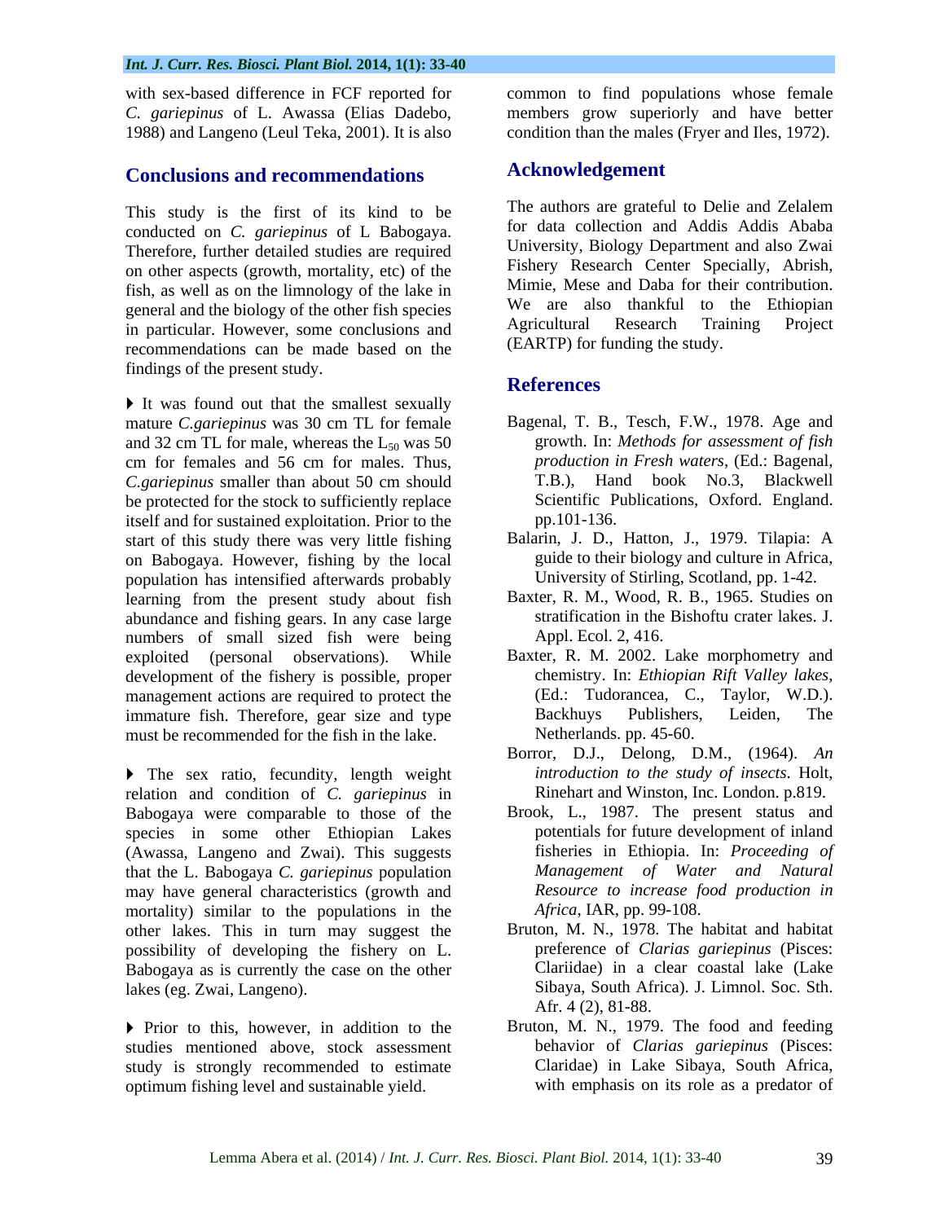with sex-based difference in FCF reported for *C. gariepinus* of L. Awassa (Elias Dadebo, 1988) and Langeno (Leul Teka, 2001). It is also common to find populations whose female members grow superiorly and have better condition than the males (Fryer and Iles, 1972).

## Conclusions and recommendations

This study is the first of its kind to be conducted on *C. gariepinus* of L Babogaya. Therefore, further detailed studies are required on other aspects (growth, mortality, etc) of the fish, as well as on the limnology of the lake in general and the biology of the other fish species in particular. However, some conclusions and recommendations can be made based on the findings of the present study.

- It was found out that the smallest sexually mature *C.gariepinus* was 30 cm TL for female and 32 cm TL for male, whereas the $L_{50}$ was 50 cm for females and 56 cm for males. Thus, *C.gariepinus* smaller than about 50 cm should be protected for the stock to sufficiently replace itself and for sustained exploitation. Prior to the start of this study there was very little fishing on Babogaya. However, fishing by the local population has intensified afterwards probably learning from the present study about fish abundance and fishing gears. In any case large numbers of small sized fish were being exploited (personal observations). While development of the fishery is possible, proper management actions are required to protect the immature fish. Therefore, gear size and type must be recommended for the fish in the lake.

- The sex ratio, fecundity, length weight relation and condition of *C. gariepinus* in Babogaya were comparable to those of the species in some other Ethiopian Lakes (Awassa, Langeno and Zwai). This suggests that the L. Babogaya *C. gariepinus* population may have general characteristics (growth and mortality) similar to the populations in the other lakes. This in turn may suggest the possibility of developing the fishery on L. Babogaya as is currently the case on the other lakes (eg. Zwai, Langeno).

- Prior to this, however, in addition to the studies mentioned above, stock assessment study is strongly recommended to estimate optimum fishing level and sustainable yield.

## Acknowledgement

The authors are grateful to Delie and Zelalem for data collection and Addis Addis Ababa University, Biology Department and also Zwai Fishery Research Center Specially, Abrish, Mimie, Mese and Daba for their contribution. We are also thankful to the Ethiopian Agricultural Research Training Project (EARTP) for funding the study.

## References

Bagenal, T. B., Tesch, F.W., 1978. Age and growth. In: *Methods for assessment of fish production in Fresh waters*, (Ed.: Bagenal, T.B.), Hand book No.3, Blackwell Scientific Publications, Oxford. England. pp.101-136.

Balarin, J. D., Hatton, J., 1979. Tilapia: A guide to their biology and culture in Africa, University of Stirling, Scotland, pp. 1-42.

Baxter, R. M., Wood, R. B., 1965. Studies on stratification in the Bishoftu crater lakes. J. Appl. Ecol. 2, 416.

Baxter, R. M. 2002. Lake morphometry and chemistry. In: *Ethiopian Rift Valley lakes*, (Ed.: Tudorancea, C., Taylor, W.D.). Backhuys Publishers, Leiden, The Netherlands. pp. 45-60.

Borror, D.J., Delong, D.M., (1964). *An introduction to the study of insects*. Holt, Rinehart and Winston, Inc. London. p.819.

Brook, L., 1987. The present status and potentials for future development of inland fisheries in Ethiopia. In: *Proceeding of Management of Water and Natural Resource to increase food production in Africa*, IAR, pp. 99-108.

Bruton, M. N., 1978. The habitat and habitat preference of *Clarias gariepinus* (Pisces: Clariidae) in a clear coastal lake (Lake Sibaya, South Africa). J. Limnol. Soc. Sth. Afr. 4 (2), 81-88.

Bruton, M. N., 1979. The food and feeding behavior of *Clarias gariepinus* (Pisces: Claridae) in Lake Sibaya, South Africa, with emphasis on its role as a predator of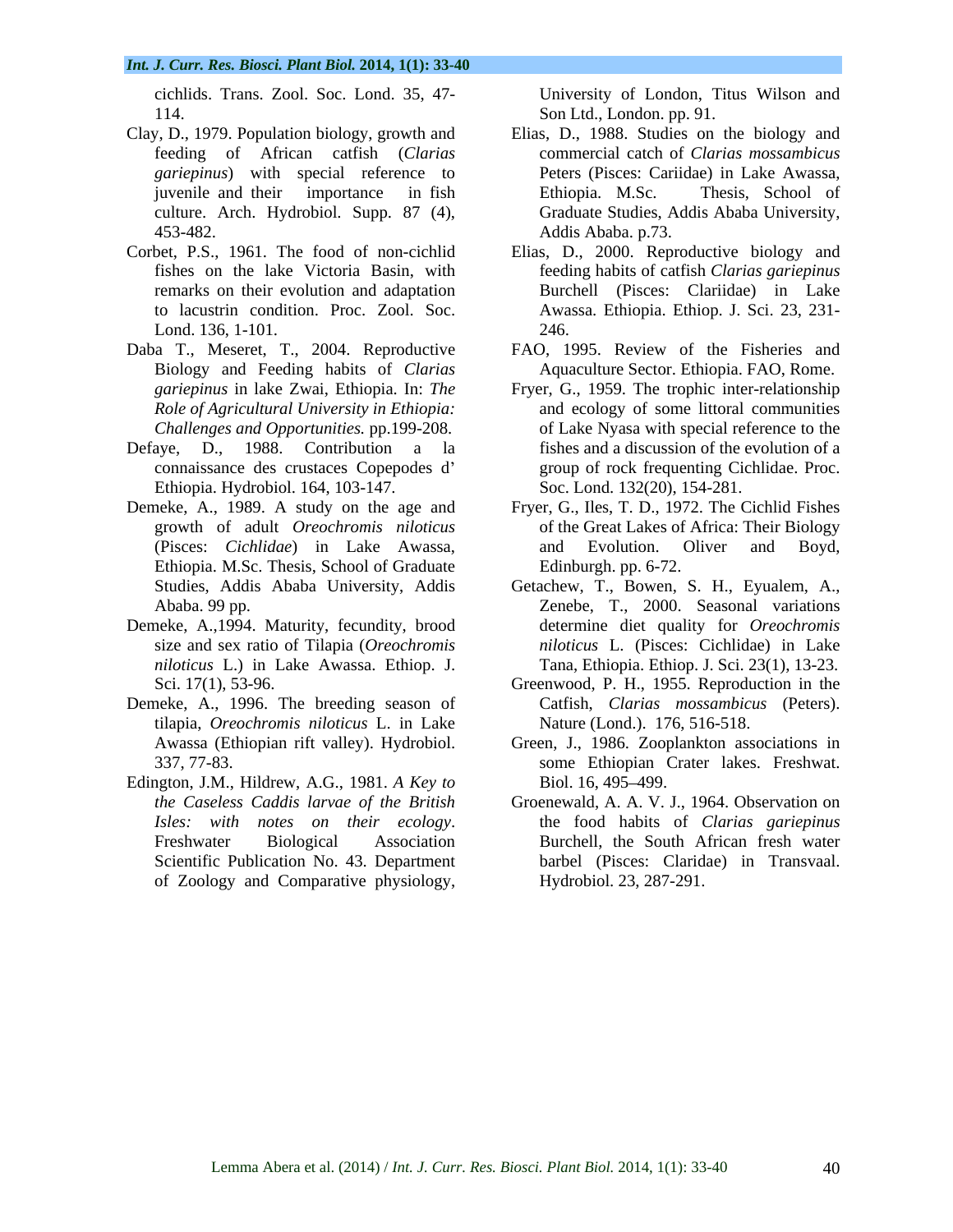cichlids. Trans. Zool. Soc. Lond. 35, 47-114.

Clay, D., 1979. Population biology, growth and feeding of African catfish (*Clarias gariepinus*) with special reference to juvenile and their importance in fish culture. Arch. Hydrobiol. Supp. 87 (4), 453-482.

Corbet, P.S., 1961. The food of non-cichlid fishes on the lake Victoria Basin, with remarks on their evolution and adaptation to lacustrin condition. Proc. Zool. Soc. Lond. 136, 1-101.

Daba T., Meseret, T., 2004. Reproductive Biology and Feeding habits of *Clarias gariepinus* in lake Zwai, Ethiopia. In: *The Role of Agricultural University in Ethiopia: Challenges and Opportunities.* pp.199-208.

Defaye, D., 1988. Contribution a la connaissance des crustaces Copepodes d' Ethiopia. Hydrobiol. 164, 103-147.

Demeke, A., 1989. A study on the age and growth of adult *Oreochromis niloticus* (Pisces: *Cichlidae*) in Lake Awassa, Ethiopia. M.Sc. Thesis, School of Graduate Studies, Addis Ababa University, Addis Ababa. 99 pp.

Demeke, A.,1994. Maturity, fecundity, brood size and sex ratio of Tilapia (*Oreochromis niloticus* L.) in Lake Awassa. Ethiop. J. Sci. 17(1), 53-96.

Demeke, A., 1996. The breeding season of tilapia, *Oreochromis niloticus* L. in Lake Awassa (Ethiopian rift valley). Hydrobiol. 337, 77-83.

Edington, J.M., Hildrew, A.G., 1981. *A Key to the Caseless Caddis larvae of the British Isles: with notes on their ecology*. Freshwater Biological Association Scientific Publication No. 43. Department of Zoology and Comparative physiology, University of London, Titus Wilson and Son Ltd., London. pp. 91.

Elias, D., 1988. Studies on the biology and commercial catch of *Clarias mossambicus* Peters (Pisces: Cariidae) in Lake Awassa, Ethiopia. M.Sc. Thesis, School of Graduate Studies, Addis Ababa University, Addis Ababa. p.73.

Elias, D., 2000. Reproductive biology and feeding habits of catfish *Clarias gariepinus* Burchell (Pisces: Clariidae) in Lake Awassa. Ethiopia. Ethiop. J. Sci. 23, 231-246.

FAO, 1995. Review of the Fisheries and Aquaculture Sector. Ethiopia. FAO, Rome.

Fryer, G., 1959. The trophic inter-relationship and ecology of some littoral communities of Lake Nyasa with special reference to the fishes and a discussion of the evolution of a group of rock frequenting Cichlidae. Proc. Soc. Lond. 132(20), 154-281.

Fryer, G., Iles, T. D., 1972. The Cichlid Fishes of the Great Lakes of Africa: Their Biology and Evolution. Oliver and Boyd, Edinburgh. pp. 6-72.

Getachew, T., Bowen, S. H., Eyualem, A., Zenebe, T., 2000. Seasonal variations determine diet quality for *Oreochromis niloticus* L. (Pisces: Cichlidae) in Lake Tana, Ethiopia. Ethiop. J. Sci. 23(1), 13-23.

Greenwood, P. H., 1955. Reproduction in the Catfish, *Clarias mossambicus* (Peters). Nature (Lond.). 176, 516-518.

Green, J., 1986. Zooplankton associations in some Ethiopian Crater lakes. Freshwat. Biol. 16, 495–499.

Groenewald, A. A. V. J., 1964. Observation on the food habits of *Clarias gariepinus* Burchell, the South African fresh water barbel (Pisces: Claridae) in Transvaal. Hydrobiol. 23, 287-291.